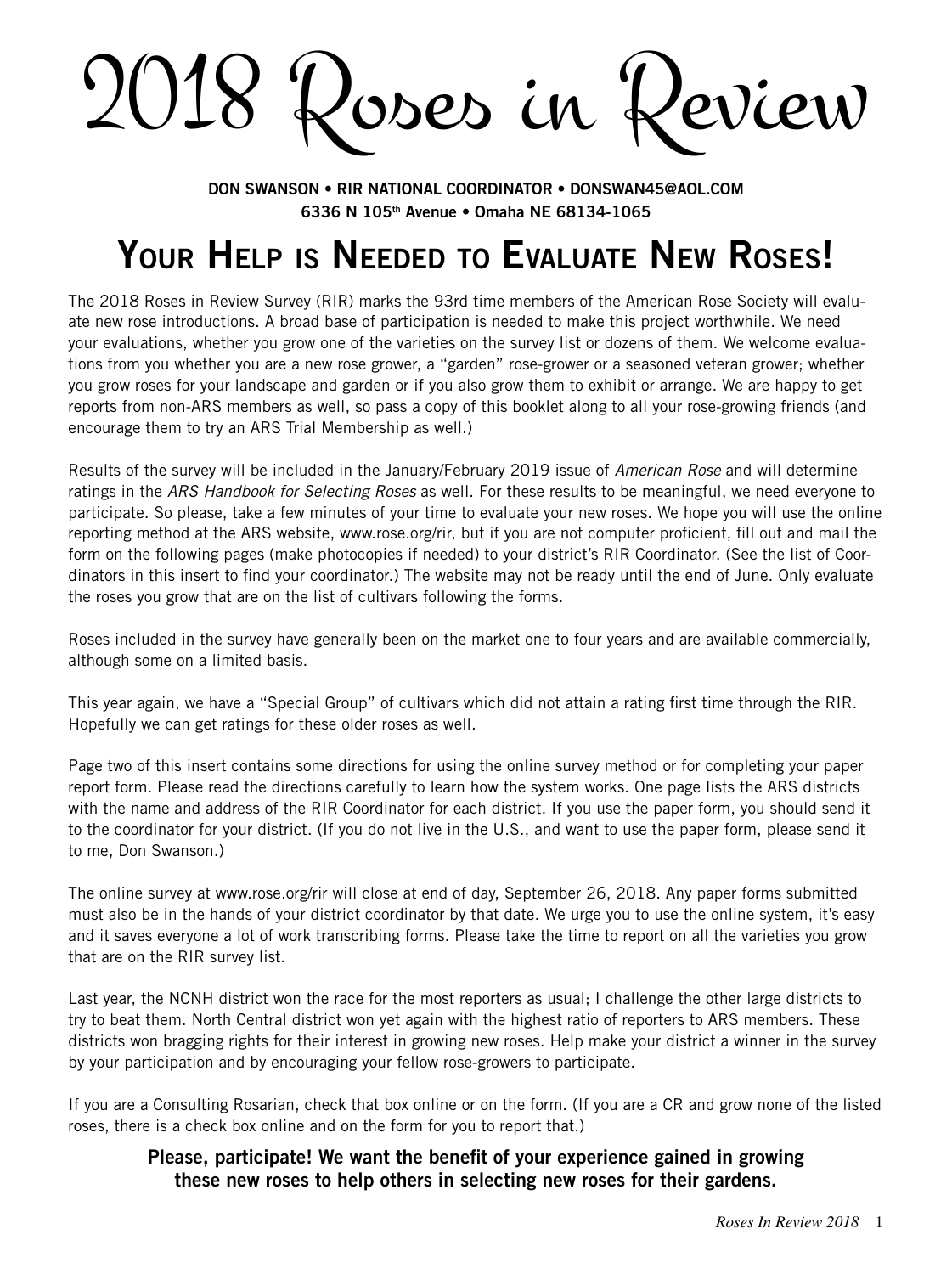# 2018 Roses in Review

**DON SWANSON • RIR NATIONAL COORDINATOR • DONSWAN45@AOL.COM**
**6336 N 105th Avenue • Omaha NE 68134-1065**

## Your Help is Needed to Evaluate New Roses!

The 2018 Roses in Review Survey (RIR) marks the 93rd time members of the American Rose Society will evaluate new rose introductions. A broad base of participation is needed to make this project worthwhile. We need your evaluations, whether you grow one of the varieties on the survey list or dozens of them. We welcome evaluations from you whether you are a new rose grower, a "garden" rose-grower or a seasoned veteran grower; whether you grow roses for your landscape and garden or if you also grow them to exhibit or arrange. We are happy to get reports from non-ARS members as well, so pass a copy of this booklet along to all your rose-growing friends (and encourage them to try an ARS Trial Membership as well.)

Results of the survey will be included in the January/February 2019 issue of *American Rose* and will determine ratings in the *ARS Handbook for Selecting Roses* as well. For these results to be meaningful, we need everyone to participate. So please, take a few minutes of your time to evaluate your new roses. We hope you will use the online reporting method at the ARS website, www.rose.org/rir, but if you are not computer proficient, fill out and mail the form on the following pages (make photocopies if needed) to your district's RIR Coordinator. (See the list of Coordinators in this insert to find your coordinator.) The website may not be ready until the end of June. Only evaluate the roses you grow that are on the list of cultivars following the forms.

Roses included in the survey have generally been on the market one to four years and are available commercially, although some on a limited basis.

This year again, we have a "Special Group" of cultivars which did not attain a rating first time through the RIR. Hopefully we can get ratings for these older roses as well.

Page two of this insert contains some directions for using the online survey method or for completing your paper report form. Please read the directions carefully to learn how the system works. One page lists the ARS districts with the name and address of the RIR Coordinator for each district. If you use the paper form, you should send it to the coordinator for your district. (If you do not live in the U.S., and want to use the paper form, please send it to me, Don Swanson.)

The online survey at www.rose.org/rir will close at end of day, September 26, 2018. Any paper forms submitted must also be in the hands of your district coordinator by that date. We urge you to use the online system, it's easy and it saves everyone a lot of work transcribing forms. Please take the time to report on all the varieties you grow that are on the RIR survey list.

Last year, the NCNH district won the race for the most reporters as usual; I challenge the other large districts to try to beat them. North Central district won yet again with the highest ratio of reporters to ARS members. These districts won bragging rights for their interest in growing new roses. Help make your district a winner in the survey by your participation and by encouraging your fellow rose-growers to participate.

If you are a Consulting Rosarian, check that box online or on the form. (If you are a CR and grow none of the listed roses, there is a check box online and on the form for you to report that.)

**Please, participate! We want the benefit of your experience gained in growing these new roses to help others in selecting new roses for their gardens.**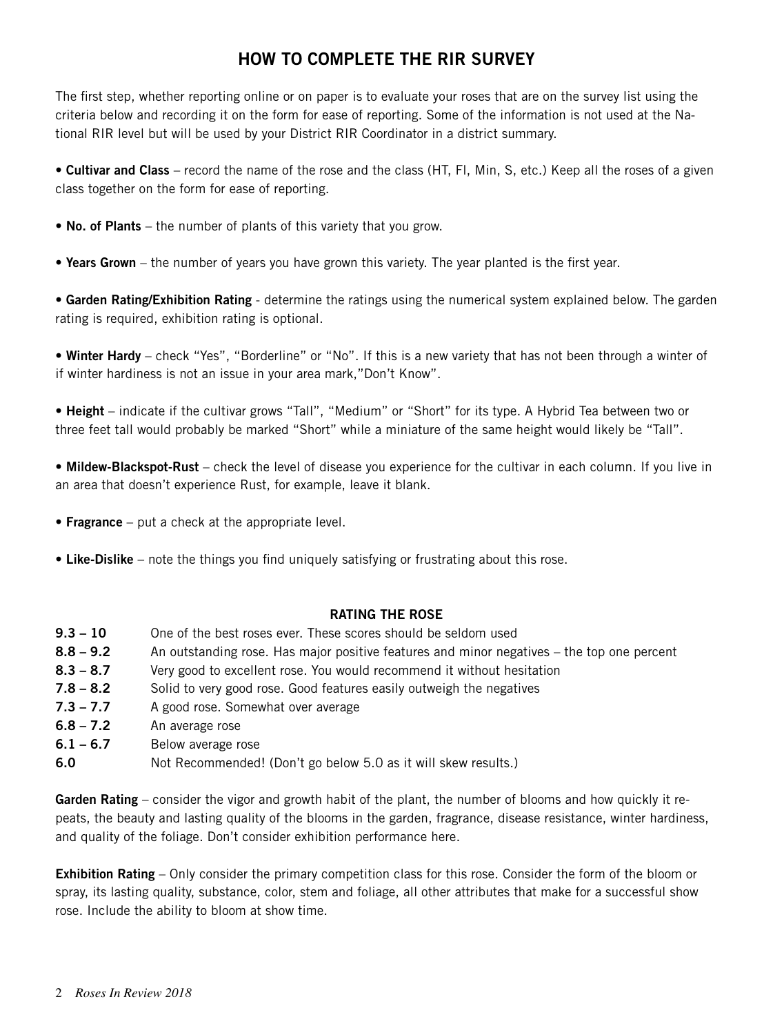# HOW TO COMPLETE THE RIR SURVEY

The first step, whether reporting online or on paper is to evaluate your roses that are on the survey list using the criteria below and recording it on the form for ease of reporting. Some of the information is not used at the National RIR level but will be used by your District RIR Coordinator in a district summary.

- **Cultivar and Class** – record the name of the rose and the class (HT, Fl, Min, S, etc.) Keep all the roses of a given class together on the form for ease of reporting.

- **No. of Plants** – the number of plants of this variety that you grow.

- **Years Grown** – the number of years you have grown this variety. The year planted is the first year.

- **Garden Rating/Exhibition Rating** - determine the ratings using the numerical system explained below. The garden rating is required, exhibition rating is optional.

- **Winter Hardy** – check "Yes", "Borderline" or "No". If this is a new variety that has not been through a winter of if winter hardiness is not an issue in your area mark,"Don't Know".

- **Height** – indicate if the cultivar grows "Tall", "Medium" or "Short" for its type. A Hybrid Tea between two or three feet tall would probably be marked "Short" while a miniature of the same height would likely be "Tall".

- **Mildew-Blackspot-Rust** – check the level of disease you experience for the cultivar in each column. If you live in an area that doesn't experience Rust, for example, leave it blank.

- **Fragrance** – put a check at the appropriate level.

- **Like-Dislike** – note the things you find uniquely satisfying or frustrating about this rose.

## RATING THE ROSE

| | |
|---|---|
| **9.3 – 10** | One of the best roses ever. These scores should be seldom used |
| **8.8 – 9.2** | An outstanding rose. Has major positive features and minor negatives – the top one percent |
| **8.3 – 8.7** | Very good to excellent rose. You would recommend it without hesitation |
| **7.8 – 8.2** | Solid to very good rose. Good features easily outweigh the negatives |
| **7.3 – 7.7** | A good rose. Somewhat over average |
| **6.8 – 7.2** | An average rose |
| **6.1 – 6.7** | Below average rose |
| **6.0** | Not Recommended! (Don't go below 5.0 as it will skew results.) |

**Garden Rating** – consider the vigor and growth habit of the plant, the number of blooms and how quickly it repeats, the beauty and lasting quality of the blooms in the garden, fragrance, disease resistance, winter hardiness, and quality of the foliage. Don't consider exhibition performance here.

**Exhibition Rating** – Only consider the primary competition class for this rose. Consider the form of the bloom or spray, its lasting quality, substance, color, stem and foliage, all other attributes that make for a successful show rose. Include the ability to bloom at show time.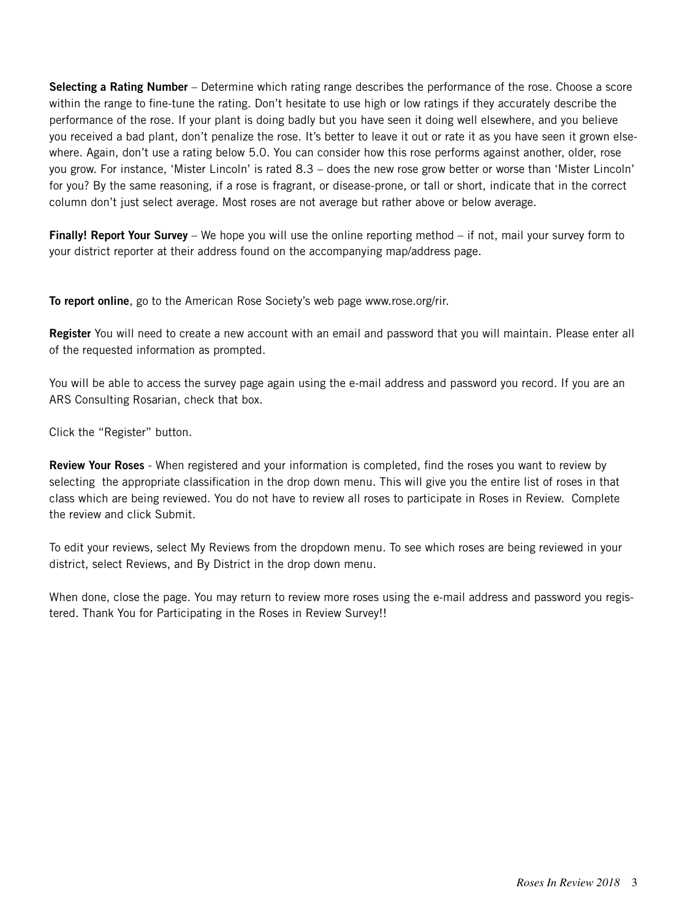**Selecting a Rating Number** – Determine which rating range describes the performance of the rose. Choose a score within the range to fine-tune the rating. Don't hesitate to use high or low ratings if they accurately describe the performance of the rose. If your plant is doing badly but you have seen it doing well elsewhere, and you believe you received a bad plant, don't penalize the rose. It's better to leave it out or rate it as you have seen it grown elsewhere. Again, don't use a rating below 5.0. You can consider how this rose performs against another, older, rose you grow. For instance, 'Mister Lincoln' is rated 8.3 – does the new rose grow better or worse than 'Mister Lincoln' for you? By the same reasoning, if a rose is fragrant, or disease-prone, or tall or short, indicate that in the correct column don't just select average. Most roses are not average but rather above or below average.

**Finally! Report Your Survey** – We hope you will use the online reporting method – if not, mail your survey form to your district reporter at their address found on the accompanying map/address page.

**To report online**, go to the American Rose Society's web page www.rose.org/rir.

**Register** You will need to create a new account with an email and password that you will maintain. Please enter all of the requested information as prompted.

You will be able to access the survey page again using the e-mail address and password you record. If you are an ARS Consulting Rosarian, check that box.

Click the "Register" button.

**Review Your Roses** - When registered and your information is completed, find the roses you want to review by selecting the appropriate classification in the drop down menu. This will give you the entire list of roses in that class which are being reviewed. You do not have to review all roses to participate in Roses in Review. Complete the review and click Submit.

To edit your reviews, select My Reviews from the dropdown menu. To see which roses are being reviewed in your district, select Reviews, and By District in the drop down menu.

When done, close the page. You may return to review more roses using the e-mail address and password you registered. Thank You for Participating in the Roses in Review Survey!!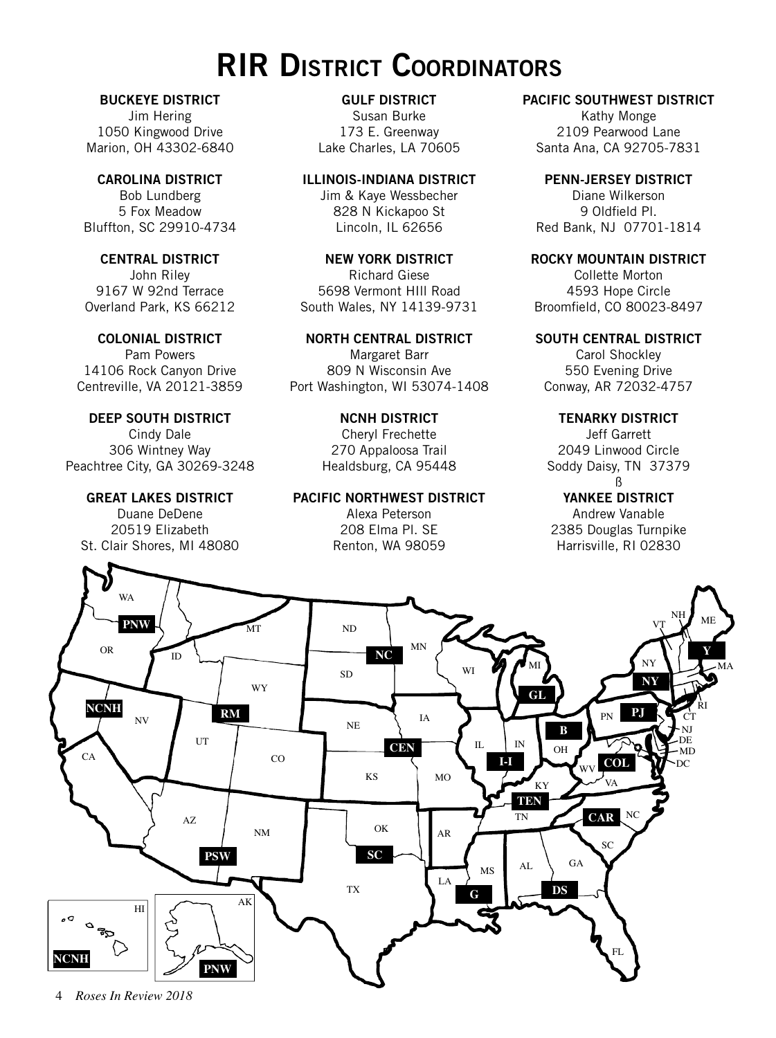# RIR District Coordinators

**BUCKEYE DISTRICT**
Jim Hering
1050 Kingwood Drive
Marion, OH 43302-6840

**CAROLINA DISTRICT**
Bob Lundberg
5 Fox Meadow
Bluffton, SC 29910-4734

**CENTRAL DISTRICT**
John Riley
9167 W 92nd Terrace
Overland Park, KS 66212

**COLONIAL DISTRICT**
Pam Powers
14106 Rock Canyon Drive
Centreville, VA 20121-3859

**DEEP SOUTH DISTRICT**
Cindy Dale
306 Wintney Way
Peachtree City, GA 30269-3248

**GREAT LAKES DISTRICT**
Duane DeDene
20519 Elizabeth
St. Clair Shores, MI 48080

**GULF DISTRICT**
Susan Burke
173 E. Greenway
Lake Charles, LA 70605

**ILLINOIS-INDIANA DISTRICT**
Jim & Kaye Wessbecher
828 N Kickapoo St
Lincoln, IL 62656

**NEW YORK DISTRICT**
Richard Giese
5698 Vermont HIll Road
South Wales, NY 14139-9731

**NORTH CENTRAL DISTRICT**
Margaret Barr
809 N Wisconsin Ave
Port Washington, WI 53074-1408

**NCNH DISTRICT**
Cheryl Frechette
270 Appaloosa Trail
Healdsburg, CA 95448

**PACIFIC NORTHWEST DISTRICT**
Alexa Peterson
208 Elma Pl. SE
Renton, WA 98059

**PACIFIC SOUTHWEST DISTRICT**
Kathy Monge
2109 Pearwood Lane
Santa Ana, CA 92705-7831

**PENN-JERSEY DISTRICT**
Diane Wilkerson
9 Oldfield Pl.
Red Bank, NJ 07701-1814

**ROCKY MOUNTAIN DISTRICT**
Collette Morton
4593 Hope Circle
Broomfield, CO 80023-8497

**SOUTH CENTRAL DISTRICT**
Carol Shockley
550 Evening Drive
Conway, AR 72032-4757

**TENARKY DISTRICT**
Jeff Garrett
2049 Linwood Circle
Soddy Daisy, TN 37379
ß

**YANKEE DISTRICT**
Andrew Vanable
2385 Douglas Turnpike
Harrisville, RI 02830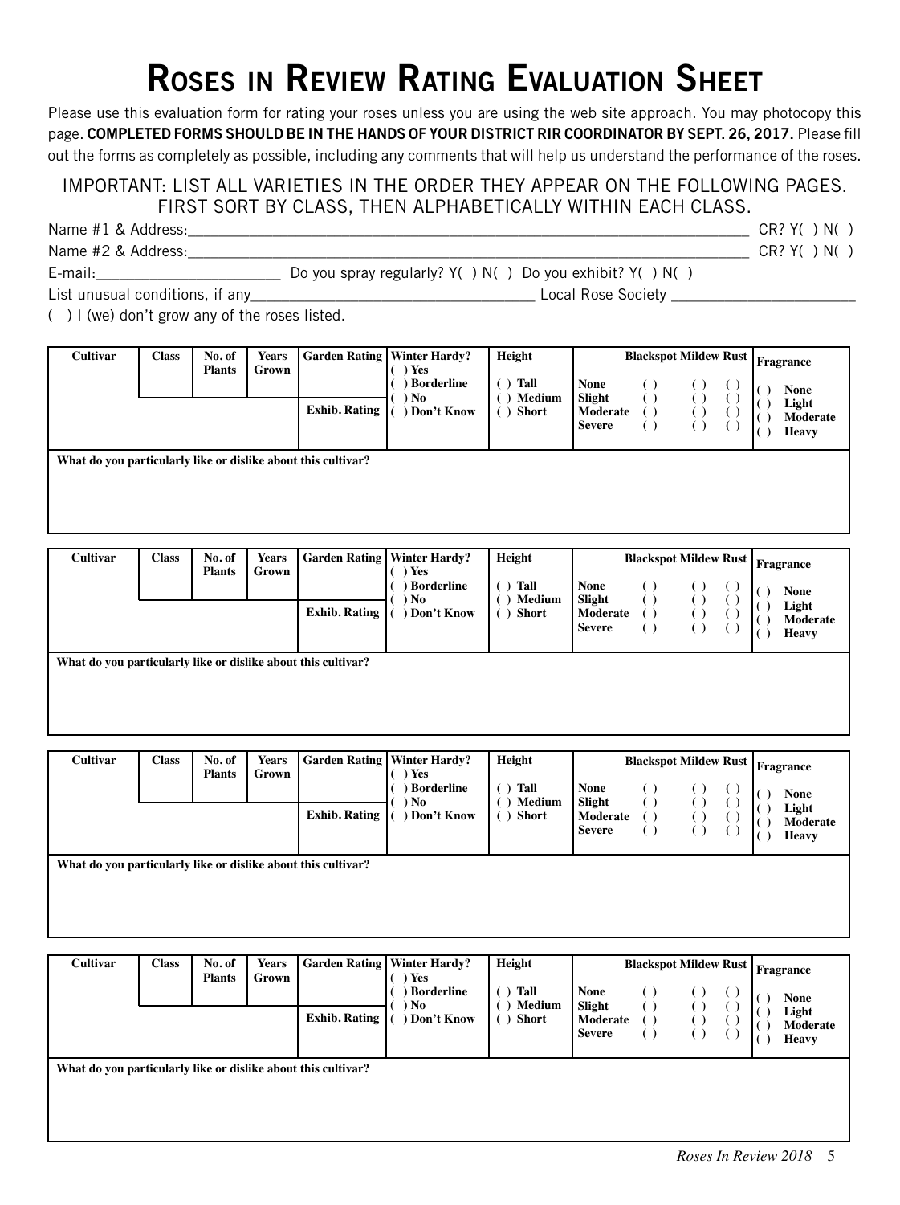# Roses in Review Rating Evaluation Sheet

Please use this evaluation form for rating your roses unless you are using the web site approach. You may photocopy this page. **COMPLETED FORMS SHOULD BE IN THE HANDS OF YOUR DISTRICT RIR COORDINATOR BY SEPT. 26, 2017.** Please fill out the forms as completely as possible, including any comments that will help us understand the performance of the roses.

IMPORTANT: LIST ALL VARIETIES IN THE ORDER THEY APPEAR ON THE FOLLOWING PAGES. FIRST SORT BY CLASS, THEN ALPHABETICALLY WITHIN EACH CLASS.

Name #1 & Address:_______________________________________________ CR? Y( ) N( )

Name #2 & Address:_______________________________________________ CR? Y( ) N( )

E-mail:______________________ Do you spray regularly? Y( ) N( ) Do you exhibit? Y( ) N( )

List unusual conditions, if any_________________________________ Local Rose Society _____________________

( ) I (we) don't grow any of the roses listed.

| Cultivar | Class | No. of Plants | Years Grown | Garden Rating / Exhib. Rating | Winter Hardy? | Height | | Blackspot | Mildew | Rust | Fragrance |
|---|---|---|---|---|---|---|---|---|---|---|---|
| | | | | Garden Rating | ( ) Yes<br>( ) Borderline<br>( ) No<br>( ) Don't Know | ( ) Tall<br>( ) Medium<br>( ) Short | None<br>Slight<br>Moderate<br>Severe | ( )<br>( )<br>( )<br>( ) | ( )<br>( )<br>( )<br>( ) | ( )<br>( )<br>( )<br>( ) | ( ) None<br>( ) Light<br>( ) Moderate<br>( ) Heavy |
| | | | | Exhib. Rating | | | | | | | |

What do you particularly like or dislike about this cultivar?

| Cultivar | Class | No. of Plants | Years Grown | Garden Rating / Exhib. Rating | Winter Hardy? | Height | | Blackspot | Mildew | Rust | Fragrance |
|---|---|---|---|---|---|---|---|---|---|---|---|
| | | | | Garden Rating | ( ) Yes<br>( ) Borderline<br>( ) No<br>( ) Don't Know | ( ) Tall<br>( ) Medium<br>( ) Short | None<br>Slight<br>Moderate<br>Severe | ( )<br>( )<br>( )<br>( ) | ( )<br>( )<br>( )<br>( ) | ( )<br>( )<br>( )<br>( ) | ( ) None<br>( ) Light<br>( ) Moderate<br>( ) Heavy |
| | | | | Exhib. Rating | | | | | | | |

What do you particularly like or dislike about this cultivar?

| Cultivar | Class | No. of Plants | Years Grown | Garden Rating / Exhib. Rating | Winter Hardy? | Height | | Blackspot | Mildew | Rust | Fragrance |
|---|---|---|---|---|---|---|---|---|---|---|---|
| | | | | Garden Rating | ( ) Yes<br>( ) Borderline<br>( ) No<br>( ) Don't Know | ( ) Tall<br>( ) Medium<br>( ) Short | None<br>Slight<br>Moderate<br>Severe | ( )<br>( )<br>( )<br>( ) | ( )<br>( )<br>( )<br>( ) | ( )<br>( )<br>( )<br>( ) | ( ) None<br>( ) Light<br>( ) Moderate<br>( ) Heavy |
| | | | | Exhib. Rating | | | | | | | |

What do you particularly like or dislike about this cultivar?

| Cultivar | Class | No. of Plants | Years Grown | Garden Rating / Exhib. Rating | Winter Hardy? | Height | | Blackspot | Mildew | Rust | Fragrance |
|---|---|---|---|---|---|---|---|---|---|---|---|
| | | | | Garden Rating | ( ) Yes<br>( ) Borderline<br>( ) No<br>( ) Don't Know | ( ) Tall<br>( ) Medium<br>( ) Short | None<br>Slight<br>Moderate<br>Severe | ( )<br>( )<br>( )<br>( ) | ( )<br>( )<br>( )<br>( ) | ( )<br>( )<br>( )<br>( ) | ( ) None<br>( ) Light<br>( ) Moderate<br>( ) Heavy |
| | | | | Exhib. Rating | | | | | | | |

What do you particularly like or dislike about this cultivar?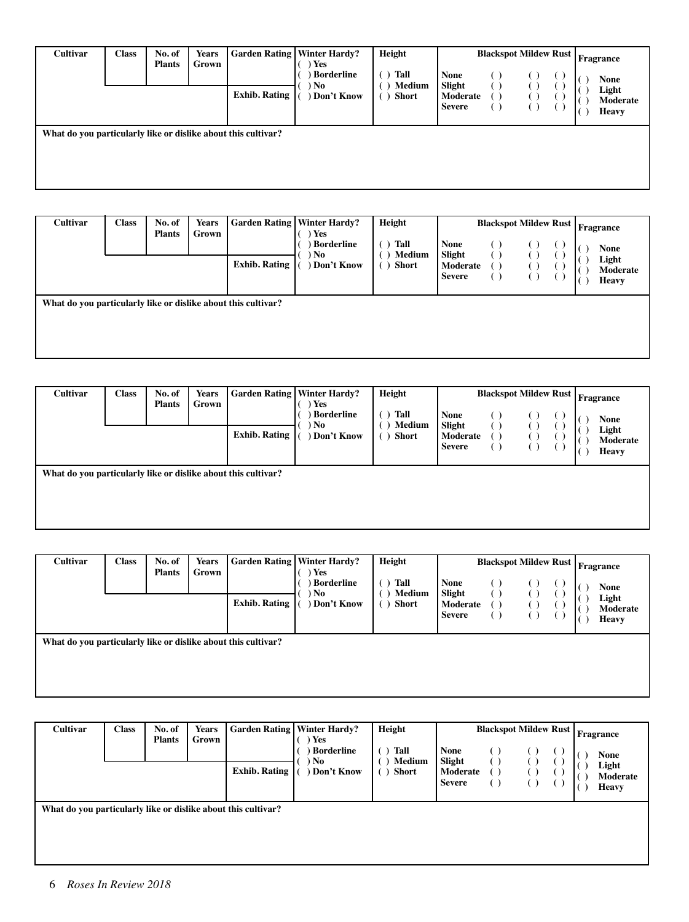| Cultivar | Class | No. of Plants | Years Grown | Garden Rating | Winter Hardy? | Height | | Blackspot | Mildew | Rust | Fragrance |
|---|---|---|---|---|---|---|---|---|---|---|---|
| | | | | | ( ) Yes | | | | | | |
| | | | | | ( ) Borderline | ( ) Tall | None | ( ) | ( ) | ( ) | ( ) None |
| | | | | | ( ) No | ( ) Medium | Slight | ( ) | ( ) | ( ) | ( ) Light |
| | | | | Exhib. Rating | ( ) Don't Know | ( ) Short | Moderate | ( ) | ( ) | ( ) | ( ) Moderate |
| | | | | | | | Severe | ( ) | ( ) | ( ) | ( ) Heavy |

What do you particularly like or dislike about this cultivar?

| Cultivar | Class | No. of Plants | Years Grown | Garden Rating | Winter Hardy? | Height | | Blackspot | Mildew | Rust | Fragrance |
|---|---|---|---|---|---|---|---|---|---|---|---|
| | | | | | ( ) Yes | | | | | | |
| | | | | | ( ) Borderline | ( ) Tall | None | ( ) | ( ) | ( ) | ( ) None |
| | | | | | ( ) No | ( ) Medium | Slight | ( ) | ( ) | ( ) | ( ) Light |
| | | | | Exhib. Rating | ( ) Don't Know | ( ) Short | Moderate | ( ) | ( ) | ( ) | ( ) Moderate |
| | | | | | | | Severe | ( ) | ( ) | ( ) | ( ) Heavy |

What do you particularly like or dislike about this cultivar?

| Cultivar | Class | No. of Plants | Years Grown | Garden Rating | Winter Hardy? | Height | | Blackspot | Mildew | Rust | Fragrance |
|---|---|---|---|---|---|---|---|---|---|---|---|
| | | | | | ( ) Yes | | | | | | |
| | | | | | ( ) Borderline | ( ) Tall | None | ( ) | ( ) | ( ) | ( ) None |
| | | | | | ( ) No | ( ) Medium | Slight | ( ) | ( ) | ( ) | ( ) Light |
| | | | | Exhib. Rating | ( ) Don't Know | ( ) Short | Moderate | ( ) | ( ) | ( ) | ( ) Moderate |
| | | | | | | | Severe | ( ) | ( ) | ( ) | ( ) Heavy |

What do you particularly like or dislike about this cultivar?

| Cultivar | Class | No. of Plants | Years Grown | Garden Rating | Winter Hardy? | Height | | Blackspot | Mildew | Rust | Fragrance |
|---|---|---|---|---|---|---|---|---|---|---|---|
| | | | | | ( ) Yes | | | | | | |
| | | | | | ( ) Borderline | ( ) Tall | None | ( ) | ( ) | ( ) | ( ) None |
| | | | | | ( ) No | ( ) Medium | Slight | ( ) | ( ) | ( ) | ( ) Light |
| | | | | Exhib. Rating | ( ) Don't Know | ( ) Short | Moderate | ( ) | ( ) | ( ) | ( ) Moderate |
| | | | | | | | Severe | ( ) | ( ) | ( ) | ( ) Heavy |

What do you particularly like or dislike about this cultivar?

| Cultivar | Class | No. of Plants | Years Grown | Garden Rating | Winter Hardy? | Height | | Blackspot | Mildew | Rust | Fragrance |
|---|---|---|---|---|---|---|---|---|---|---|---|
| | | | | | ( ) Yes | | | | | | |
| | | | | | ( ) Borderline | ( ) Tall | None | ( ) | ( ) | ( ) | ( ) None |
| | | | | | ( ) No | ( ) Medium | Slight | ( ) | ( ) | ( ) | ( ) Light |
| | | | | Exhib. Rating | ( ) Don't Know | ( ) Short | Moderate | ( ) | ( ) | ( ) | ( ) Moderate |
| | | | | | | | Severe | ( ) | ( ) | ( ) | ( ) Heavy |

What do you particularly like or dislike about this cultivar?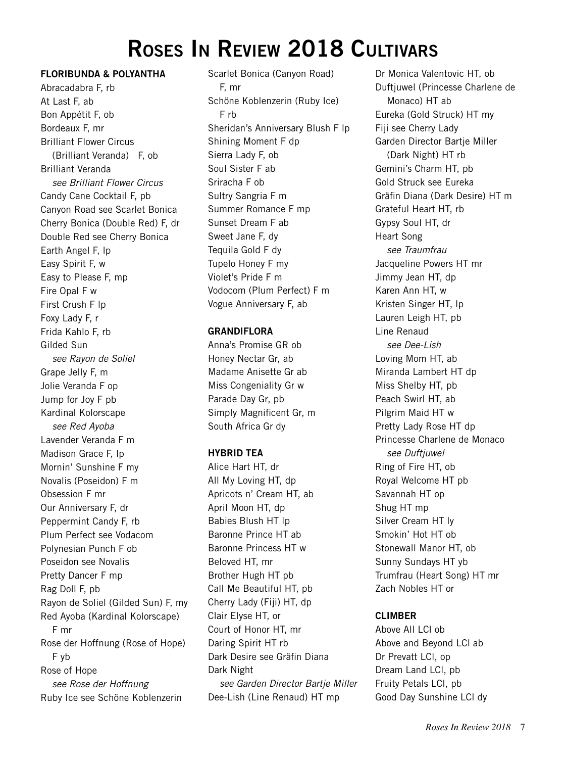# Roses In Review 2018 Cultivars

## FLORIBUNDA & POLYANTHA

Abracadabra F, rb
At Last F, ab
Bon Appétit F, ob
Bordeaux F, mr
Brilliant Flower Circus (Brilliant Veranda) F, ob
Brilliant Veranda *see Brilliant Flower Circus*
Candy Cane Cocktail F, pb
Canyon Road see Scarlet Bonica
Cherry Bonica (Double Red) F, dr
Double Red see Cherry Bonica
Earth Angel F, lp
Easy Spirit F, w
Easy to Please F, mp
Fire Opal F w
First Crush F lp
Foxy Lady F, r
Frida Kahlo F, rb
Gilded Sun *see Rayon de Soliel*
Grape Jelly F, m
Jolie Veranda F op
Jump for Joy F pb
Kardinal Kolorscape *see Red Ayoba*
Lavender Veranda F m
Madison Grace F, lp
Mornin' Sunshine F my
Novalis (Poseidon) F m
Obsession F mr
Our Anniversary F, dr
Peppermint Candy F, rb
Plum Perfect see Vodacom
Polynesian Punch F ob
Poseidon see Novalis
Pretty Dancer F mp
Rag Doll F, pb
Rayon de Soliel (Gilded Sun) F, my
Red Ayoba (Kardinal Kolorscape) F mr
Rose der Hoffnung (Rose of Hope) F yb
Rose of Hope *see Rose der Hoffnung*
Ruby Ice see Schöne Koblenzerin
Scarlet Bonica (Canyon Road) F, mr
Schöne Koblenzerin (Ruby Ice) F rb
Sheridan's Anniversary Blush F lp
Shining Moment F dp
Sierra Lady F, ob
Soul Sister F ab
Sriracha F ob
Sultry Sangria F m
Summer Romance F mp
Sunset Dream F ab
Sweet Jane F, dy
Tequila Gold F dy
Tupelo Honey F my
Violet's Pride F m
Vodocom (Plum Perfect) F m
Vogue Anniversary F, ab

## GRANDIFLORA

Anna's Promise GR ob
Honey Nectar Gr, ab
Madame Anisette Gr ab
Miss Congeniality Gr w
Parade Day Gr, pb
Simply Magnificent Gr, m
South Africa Gr dy

## HYBRID TEA

Alice Hart HT, dr
All My Loving HT, dp
Apricots n' Cream HT, ab
April Moon HT, dp
Babies Blush HT lp
Baronne Prince HT ab
Baronne Princess HT w
Beloved HT, mr
Brother Hugh HT pb
Call Me Beautiful HT, pb
Cherry Lady (Fiji) HT, dp
Clair Elyse HT, or
Court of Honor HT, mr
Daring Spirit HT rb
Dark Desire see Gräfin Diana
Dark Night *see Garden Director Bartje Miller*
Dee-Lish (Line Renaud) HT mp
Dr Monica Valentovic HT, ob
Duftjuwel (Princesse Charlene de Monaco) HT ab
Eureka (Gold Struck) HT my
Fiji see Cherry Lady
Garden Director Bartje Miller (Dark Night) HT rb
Gemini's Charm HT, pb
Gold Struck see Eureka
Gräfin Diana (Dark Desire) HT m
Grateful Heart HT, rb
Gypsy Soul HT, dr
Heart Song *see Traumfrau*
Jacqueline Powers HT mr
Jimmy Jean HT, dp
Karen Ann HT, w
Kristen Singer HT, lp
Lauren Leigh HT, pb
Line Renaud *see Dee-Lish*
Loving Mom HT, ab
Miranda Lambert HT dp
Miss Shelby HT, pb
Peach Swirl HT, ab
Pilgrim Maid HT w
Pretty Lady Rose HT dp
Princesse Charlene de Monaco *see Duftjuwel*
Ring of Fire HT, ob
Royal Welcome HT pb
Savannah HT op
Shug HT mp
Silver Cream HT ly
Smokin' Hot HT ob
Stonewall Manor HT, ob
Sunny Sundays HT yb
Trumfrau (Heart Song) HT mr
Zach Nobles HT or

## CLIMBER

Above All LCl ob
Above and Beyond LCl ab
Dr Prevatt LCl, op
Dream Land LCl, pb
Fruity Petals LCl, pb
Good Day Sunshine LCl dy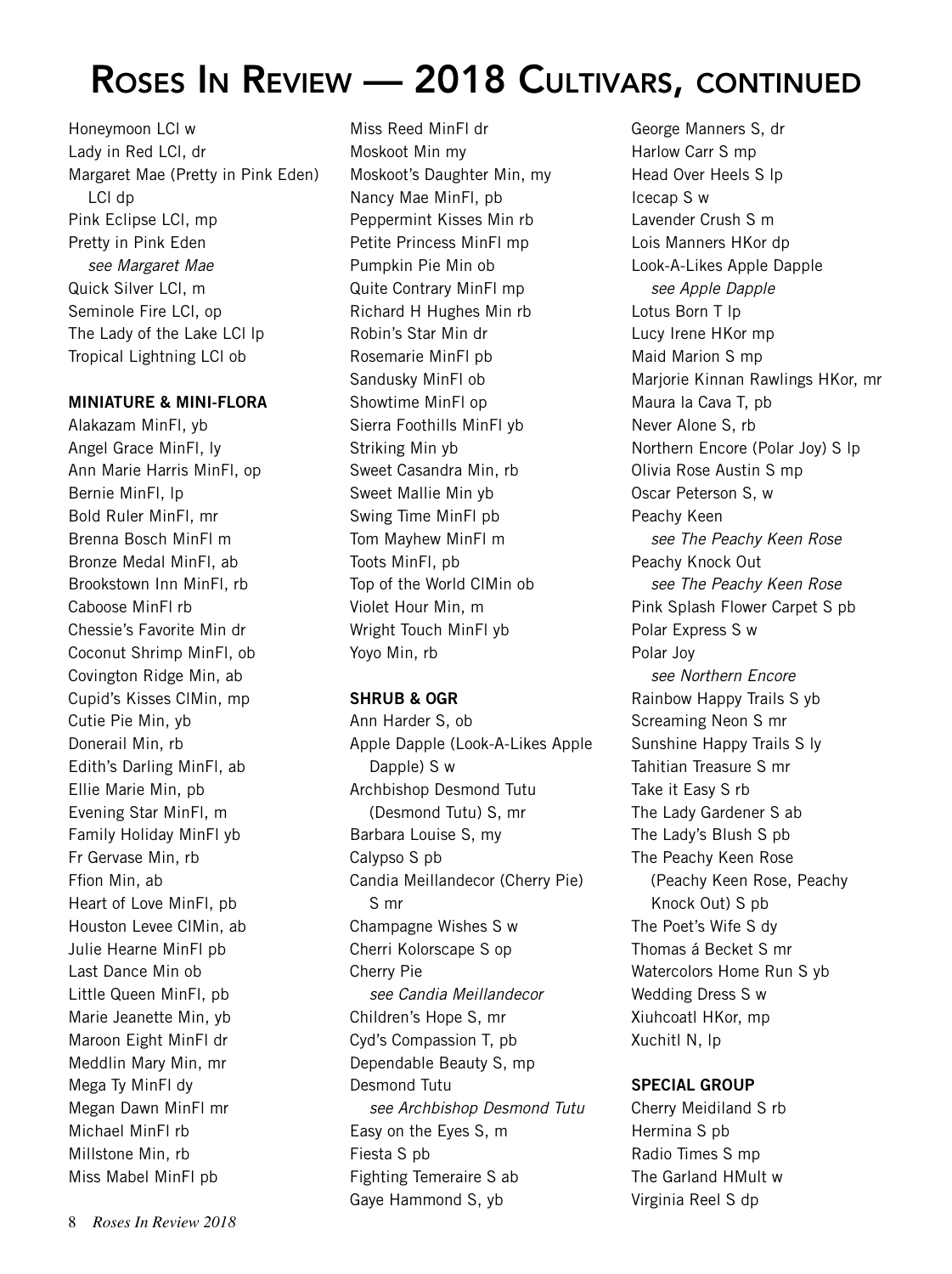# Roses In Review — 2018 Cultivars, continued

Honeymoon LCl w
Lady in Red LCl, dr
Margaret Mae (Pretty in Pink Eden) LCl dp
Pink Eclipse LCl, mp
Pretty in Pink Eden
*see Margaret Mae*
Quick Silver LCl, m
Seminole Fire LCl, op
The Lady of the Lake LCl lp
Tropical Lightning LCl ob

**MINIATURE & MINI-FLORA**

Alakazam MinFl, yb
Angel Grace MinFl, ly
Ann Marie Harris MinFl, op
Bernie MinFl, lp
Bold Ruler MinFl, mr
Brenna Bosch MinFl m
Bronze Medal MinFl, ab
Brookstown Inn MinFl, rb
Caboose MinFl rb
Chessie's Favorite Min dr
Coconut Shrimp MinFl, ob
Covington Ridge Min, ab
Cupid's Kisses ClMin, mp
Cutie Pie Min, yb
Donerail Min, rb
Edith's Darling MinFl, ab
Ellie Marie Min, pb
Evening Star MinFl, m
Family Holiday MinFl yb
Fr Gervase Min, rb
Ffion Min, ab
Heart of Love MinFl, pb
Houston Levee ClMin, ab
Julie Hearne MinFl pb
Last Dance Min ob
Little Queen MinFl, pb
Marie Jeanette Min, yb
Maroon Eight MinFl dr
Meddlin Mary Min, mr
Mega Ty MinFl dy
Megan Dawn MinFl mr
Michael MinFl rb
Millstone Min, rb
Miss Mabel MinFl pb
Miss Reed MinFl dr
Moskoot Min my
Moskoot's Daughter Min, my
Nancy Mae MinFl, pb
Peppermint Kisses Min rb
Petite Princess MinFl mp
Pumpkin Pie Min ob
Quite Contrary MinFl mp
Richard H Hughes Min rb
Robin's Star Min dr
Rosemarie MinFl pb
Sandusky MinFl ob
Showtime MinFl op
Sierra Foothills MinFl yb
Striking Min yb
Sweet Casandra Min, rb
Sweet Mallie Min yb
Swing Time MinFl pb
Tom Mayhew MinFl m
Toots MinFl, pb
Top of the World ClMin ob
Violet Hour Min, m
Wright Touch MinFl yb
Yoyo Min, rb

**SHRUB & OGR**

Ann Harder S, ob
Apple Dapple (Look-A-Likes Apple Dapple) S w
Archbishop Desmond Tutu (Desmond Tutu) S, mr
Barbara Louise S, my
Calypso S pb
Candia Meillandecor (Cherry Pie) S mr
Champagne Wishes S w
Cherri Kolorscape S op
Cherry Pie
*see Candia Meillandecor*
Children's Hope S, mr
Cyd's Compassion T, pb
Dependable Beauty S, mp
Desmond Tutu
*see Archbishop Desmond Tutu*
Easy on the Eyes S, m
Fiesta S pb
Fighting Temeraire S ab
Gaye Hammond S, yb
George Manners S, dr
Harlow Carr S mp
Head Over Heels S lp
Icecap S w
Lavender Crush S m
Lois Manners HKor dp
Look-A-Likes Apple Dapple
*see Apple Dapple*
Lotus Born T lp
Lucy Irene HKor mp
Maid Marion S mp
Marjorie Kinnan Rawlings HKor, mr
Maura la Cava T, pb
Never Alone S, rb
Northern Encore (Polar Joy) S lp
Olivia Rose Austin S mp
Oscar Peterson S, w
Peachy Keen
*see The Peachy Keen Rose*
Peachy Knock Out
*see The Peachy Keen Rose*
Pink Splash Flower Carpet S pb
Polar Express S w
Polar Joy
*see Northern Encore*
Rainbow Happy Trails S yb
Screaming Neon S mr
Sunshine Happy Trails S ly
Tahitian Treasure S mr
Take it Easy S rb
The Lady Gardener S ab
The Lady's Blush S pb
The Peachy Keen Rose (Peachy Keen Rose, Peachy Knock Out) S pb
The Poet's Wife S dy
Thomas á Becket S mr
Watercolors Home Run S yb
Wedding Dress S w
Xiuhcoatl HKor, mp
Xuchitl N, lp

**SPECIAL GROUP**

Cherry Meidiland S rb
Hermina S pb
Radio Times S mp
The Garland HMult w
Virginia Reel S dp